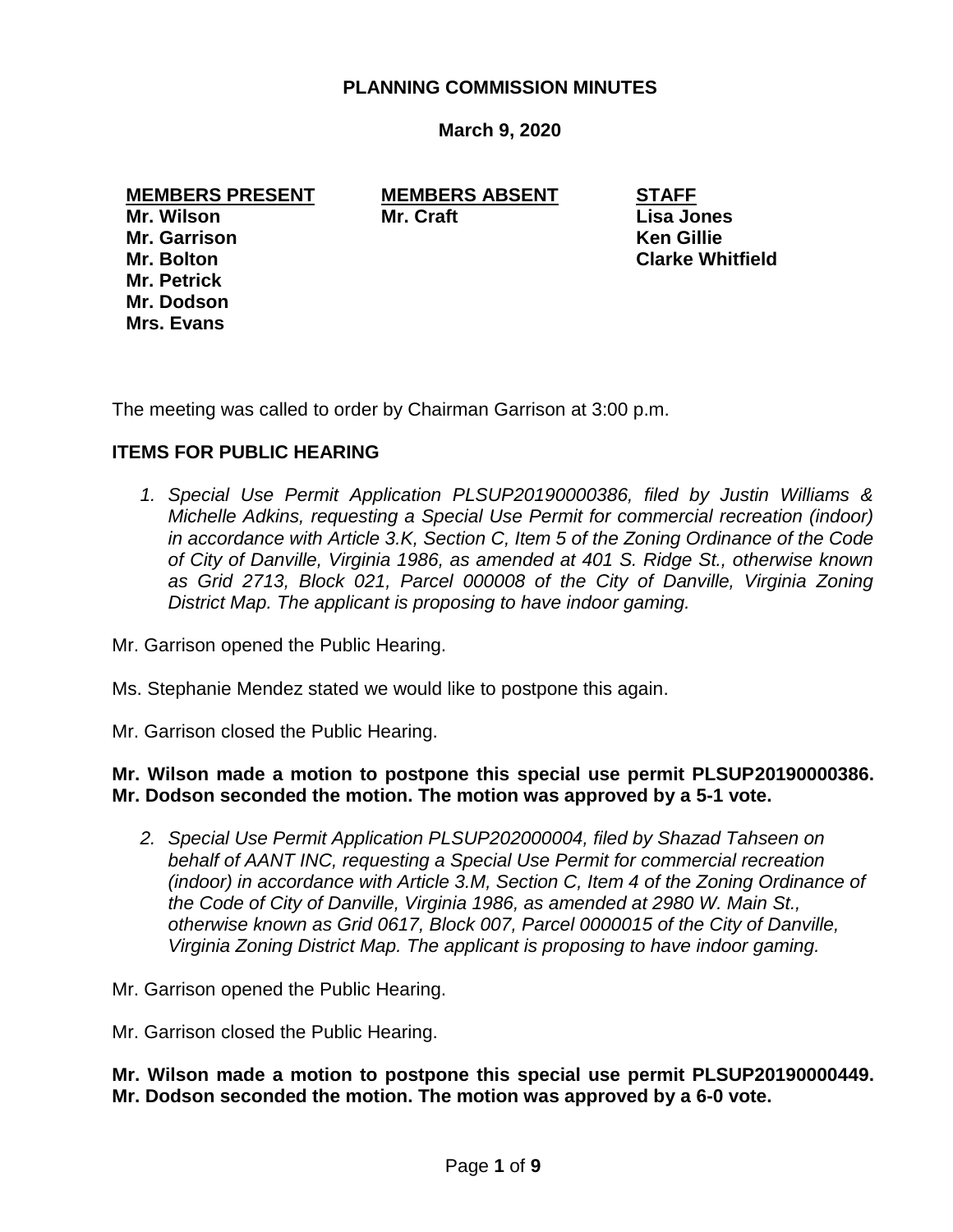# PLANNING COMMISSION MINUTES

**March 9, 2020**

| MEMBERS PRESENT | MEMBERS ABSENT | STAFF |
| --- | --- | --- |
| **Mr. Wilson** | **Mr. Craft** | **Lisa Jones** |
| **Mr. Garrison** | | **Ken Gillie** |
| **Mr. Bolton** | | **Clarke Whitfield** |
| **Mr. Petrick** | | |
| **Mr. Dodson** | | |
| **Mrs. Evans** | | |

The meeting was called to order by Chairman Garrison at 3:00 p.m.

## ITEMS FOR PUBLIC HEARING

1. *Special Use Permit Application PLSUP20190000386, filed by Justin Williams & Michelle Adkins, requesting a Special Use Permit for commercial recreation (indoor) in accordance with Article 3.K, Section C, Item 5 of the Zoning Ordinance of the Code of City of Danville, Virginia 1986, as amended at 401 S. Ridge St., otherwise known as Grid 2713, Block 021, Parcel 000008 of the City of Danville, Virginia Zoning District Map. The applicant is proposing to have indoor gaming.*

Mr. Garrison opened the Public Hearing.

Ms. Stephanie Mendez stated we would like to postpone this again.

Mr. Garrison closed the Public Hearing.

**Mr. Wilson made a motion to postpone this special use permit PLSUP20190000386. Mr. Dodson seconded the motion. The motion was approved by a 5-1 vote.**

2. *Special Use Permit Application PLSUP202000004, filed by Shazad Tahseen on behalf of AANT INC, requesting a Special Use Permit for commercial recreation (indoor) in accordance with Article 3.M, Section C, Item 4 of the Zoning Ordinance of the Code of City of Danville, Virginia 1986, as amended at 2980 W. Main St., otherwise known as Grid 0617, Block 007, Parcel 0000015 of the City of Danville, Virginia Zoning District Map. The applicant is proposing to have indoor gaming.*

Mr. Garrison opened the Public Hearing.

Mr. Garrison closed the Public Hearing.

**Mr. Wilson made a motion to postpone this special use permit PLSUP20190000449. Mr. Dodson seconded the motion. The motion was approved by a 6-0 vote.**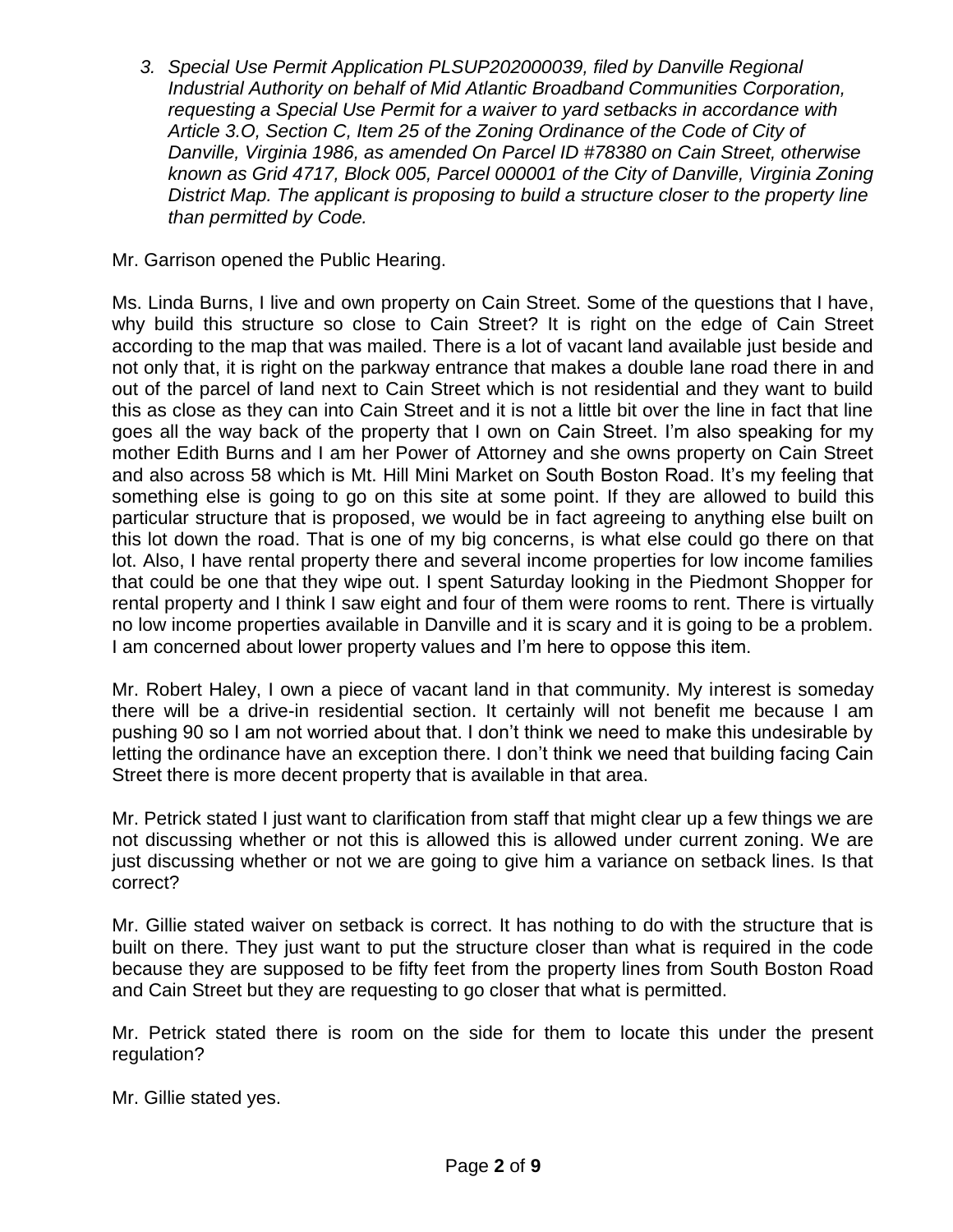3. *Special Use Permit Application PLSUP202000039, filed by Danville Regional Industrial Authority on behalf of Mid Atlantic Broadband Communities Corporation, requesting a Special Use Permit for a waiver to yard setbacks in accordance with Article 3.O, Section C, Item 25 of the Zoning Ordinance of the Code of City of Danville, Virginia 1986, as amended On Parcel ID #78380 on Cain Street, otherwise known as Grid 4717, Block 005, Parcel 000001 of the City of Danville, Virginia Zoning District Map. The applicant is proposing to build a structure closer to the property line than permitted by Code.*

Mr. Garrison opened the Public Hearing.

Ms. Linda Burns, I live and own property on Cain Street. Some of the questions that I have, why build this structure so close to Cain Street? It is right on the edge of Cain Street according to the map that was mailed. There is a lot of vacant land available just beside and not only that, it is right on the parkway entrance that makes a double lane road there in and out of the parcel of land next to Cain Street which is not residential and they want to build this as close as they can into Cain Street and it is not a little bit over the line in fact that line goes all the way back of the property that I own on Cain Street. I'm also speaking for my mother Edith Burns and I am her Power of Attorney and she owns property on Cain Street and also across 58 which is Mt. Hill Mini Market on South Boston Road. It's my feeling that something else is going to go on this site at some point. If they are allowed to build this particular structure that is proposed, we would be in fact agreeing to anything else built on this lot down the road. That is one of my big concerns, is what else could go there on that lot. Also, I have rental property there and several income properties for low income families that could be one that they wipe out. I spent Saturday looking in the Piedmont Shopper for rental property and I think I saw eight and four of them were rooms to rent. There is virtually no low income properties available in Danville and it is scary and it is going to be a problem. I am concerned about lower property values and I'm here to oppose this item.

Mr. Robert Haley, I own a piece of vacant land in that community. My interest is someday there will be a drive-in residential section. It certainly will not benefit me because I am pushing 90 so I am not worried about that. I don't think we need to make this undesirable by letting the ordinance have an exception there. I don't think we need that building facing Cain Street there is more decent property that is available in that area.

Mr. Petrick stated I just want to clarification from staff that might clear up a few things we are not discussing whether or not this is allowed this is allowed under current zoning. We are just discussing whether or not we are going to give him a variance on setback lines. Is that correct?

Mr. Gillie stated waiver on setback is correct. It has nothing to do with the structure that is built on there. They just want to put the structure closer than what is required in the code because they are supposed to be fifty feet from the property lines from South Boston Road and Cain Street but they are requesting to go closer that what is permitted.

Mr. Petrick stated there is room on the side for them to locate this under the present regulation?

Mr. Gillie stated yes.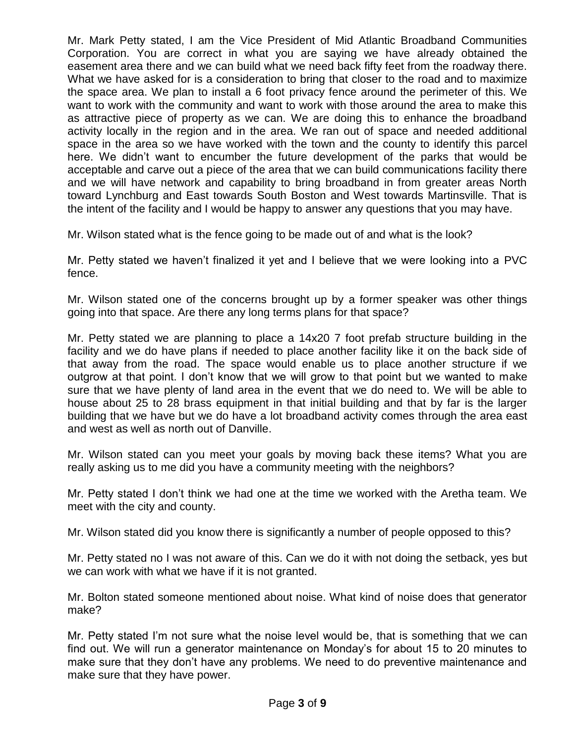Mr. Mark Petty stated, I am the Vice President of Mid Atlantic Broadband Communities Corporation. You are correct in what you are saying we have already obtained the easement area there and we can build what we need back fifty feet from the roadway there. What we have asked for is a consideration to bring that closer to the road and to maximize the space area. We plan to install a 6 foot privacy fence around the perimeter of this. We want to work with the community and want to work with those around the area to make this as attractive piece of property as we can. We are doing this to enhance the broadband activity locally in the region and in the area. We ran out of space and needed additional space in the area so we have worked with the town and the county to identify this parcel here. We didn't want to encumber the future development of the parks that would be acceptable and carve out a piece of the area that we can build communications facility there and we will have network and capability to bring broadband in from greater areas North toward Lynchburg and East towards South Boston and West towards Martinsville. That is the intent of the facility and I would be happy to answer any questions that you may have.

Mr. Wilson stated what is the fence going to be made out of and what is the look?

Mr. Petty stated we haven't finalized it yet and I believe that we were looking into a PVC fence.

Mr. Wilson stated one of the concerns brought up by a former speaker was other things going into that space. Are there any long terms plans for that space?

Mr. Petty stated we are planning to place a 14x20 7 foot prefab structure building in the facility and we do have plans if needed to place another facility like it on the back side of that away from the road. The space would enable us to place another structure if we outgrow at that point. I don't know that we will grow to that point but we wanted to make sure that we have plenty of land area in the event that we do need to. We will be able to house about 25 to 28 brass equipment in that initial building and that by far is the larger building that we have but we do have a lot broadband activity comes through the area east and west as well as north out of Danville.

Mr. Wilson stated can you meet your goals by moving back these items? What you are really asking us to me did you have a community meeting with the neighbors?

Mr. Petty stated I don't think we had one at the time we worked with the Aretha team. We meet with the city and county.

Mr. Wilson stated did you know there is significantly a number of people opposed to this?

Mr. Petty stated no I was not aware of this. Can we do it with not doing the setback, yes but we can work with what we have if it is not granted.

Mr. Bolton stated someone mentioned about noise. What kind of noise does that generator make?

Mr. Petty stated I'm not sure what the noise level would be, that is something that we can find out. We will run a generator maintenance on Monday's for about 15 to 20 minutes to make sure that they don't have any problems. We need to do preventive maintenance and make sure that they have power.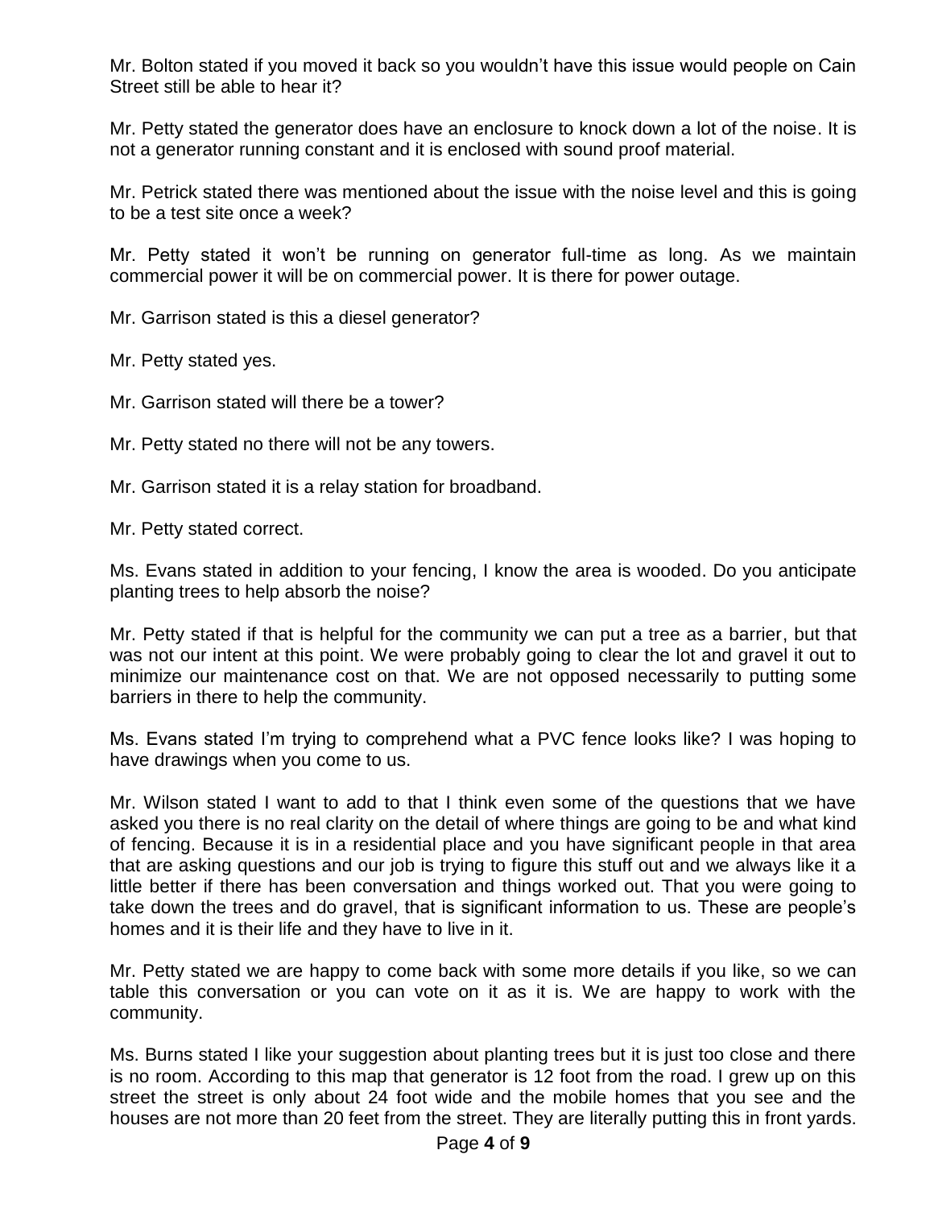Mr. Bolton stated if you moved it back so you wouldn't have this issue would people on Cain Street still be able to hear it?

Mr. Petty stated the generator does have an enclosure to knock down a lot of the noise. It is not a generator running constant and it is enclosed with sound proof material.

Mr. Petrick stated there was mentioned about the issue with the noise level and this is going to be a test site once a week?

Mr. Petty stated it won't be running on generator full-time as long. As we maintain commercial power it will be on commercial power. It is there for power outage.

Mr. Garrison stated is this a diesel generator?

Mr. Petty stated yes.

Mr. Garrison stated will there be a tower?

Mr. Petty stated no there will not be any towers.

Mr. Garrison stated it is a relay station for broadband.

Mr. Petty stated correct.

Ms. Evans stated in addition to your fencing, I know the area is wooded. Do you anticipate planting trees to help absorb the noise?

Mr. Petty stated if that is helpful for the community we can put a tree as a barrier, but that was not our intent at this point. We were probably going to clear the lot and gravel it out to minimize our maintenance cost on that. We are not opposed necessarily to putting some barriers in there to help the community.

Ms. Evans stated I'm trying to comprehend what a PVC fence looks like? I was hoping to have drawings when you come to us.

Mr. Wilson stated I want to add to that I think even some of the questions that we have asked you there is no real clarity on the detail of where things are going to be and what kind of fencing. Because it is in a residential place and you have significant people in that area that are asking questions and our job is trying to figure this stuff out and we always like it a little better if there has been conversation and things worked out. That you were going to take down the trees and do gravel, that is significant information to us. These are people's homes and it is their life and they have to live in it.

Mr. Petty stated we are happy to come back with some more details if you like, so we can table this conversation or you can vote on it as it is. We are happy to work with the community.

Ms. Burns stated I like your suggestion about planting trees but it is just too close and there is no room. According to this map that generator is 12 foot from the road. I grew up on this street the street is only about 24 foot wide and the mobile homes that you see and the houses are not more than 20 feet from the street. They are literally putting this in front yards.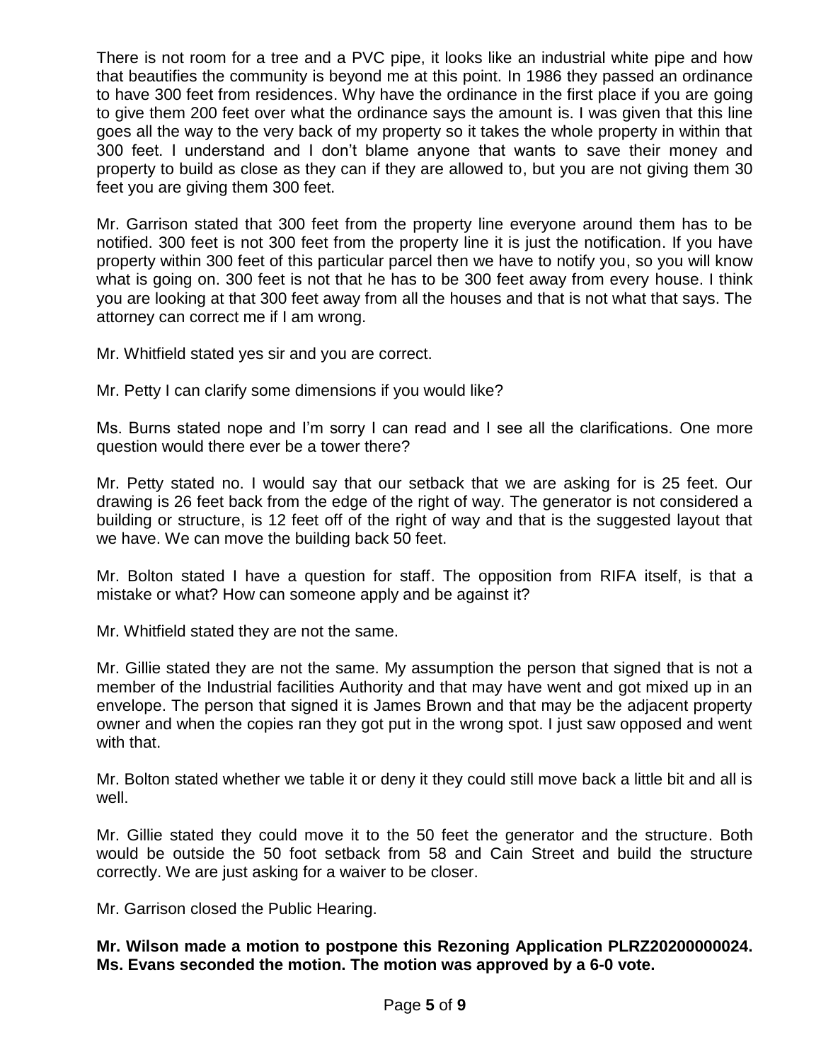There is not room for a tree and a PVC pipe, it looks like an industrial white pipe and how that beautifies the community is beyond me at this point. In 1986 they passed an ordinance to have 300 feet from residences. Why have the ordinance in the first place if you are going to give them 200 feet over what the ordinance says the amount is. I was given that this line goes all the way to the very back of my property so it takes the whole property in within that 300 feet. I understand and I don't blame anyone that wants to save their money and property to build as close as they can if they are allowed to, but you are not giving them 30 feet you are giving them 300 feet.

Mr. Garrison stated that 300 feet from the property line everyone around them has to be notified. 300 feet is not 300 feet from the property line it is just the notification. If you have property within 300 feet of this particular parcel then we have to notify you, so you will know what is going on. 300 feet is not that he has to be 300 feet away from every house. I think you are looking at that 300 feet away from all the houses and that is not what that says. The attorney can correct me if I am wrong.

Mr. Whitfield stated yes sir and you are correct.

Mr. Petty I can clarify some dimensions if you would like?

Ms. Burns stated nope and I'm sorry I can read and I see all the clarifications. One more question would there ever be a tower there?

Mr. Petty stated no. I would say that our setback that we are asking for is 25 feet. Our drawing is 26 feet back from the edge of the right of way. The generator is not considered a building or structure, is 12 feet off of the right of way and that is the suggested layout that we have. We can move the building back 50 feet.

Mr. Bolton stated I have a question for staff. The opposition from RIFA itself, is that a mistake or what? How can someone apply and be against it?

Mr. Whitfield stated they are not the same.

Mr. Gillie stated they are not the same. My assumption the person that signed that is not a member of the Industrial facilities Authority and that may have went and got mixed up in an envelope. The person that signed it is James Brown and that may be the adjacent property owner and when the copies ran they got put in the wrong spot. I just saw opposed and went with that.

Mr. Bolton stated whether we table it or deny it they could still move back a little bit and all is well.

Mr. Gillie stated they could move it to the 50 feet the generator and the structure. Both would be outside the 50 foot setback from 58 and Cain Street and build the structure correctly. We are just asking for a waiver to be closer.

Mr. Garrison closed the Public Hearing.

**Mr. Wilson made a motion to postpone this Rezoning Application PLRZ20200000024. Ms. Evans seconded the motion. The motion was approved by a 6-0 vote.**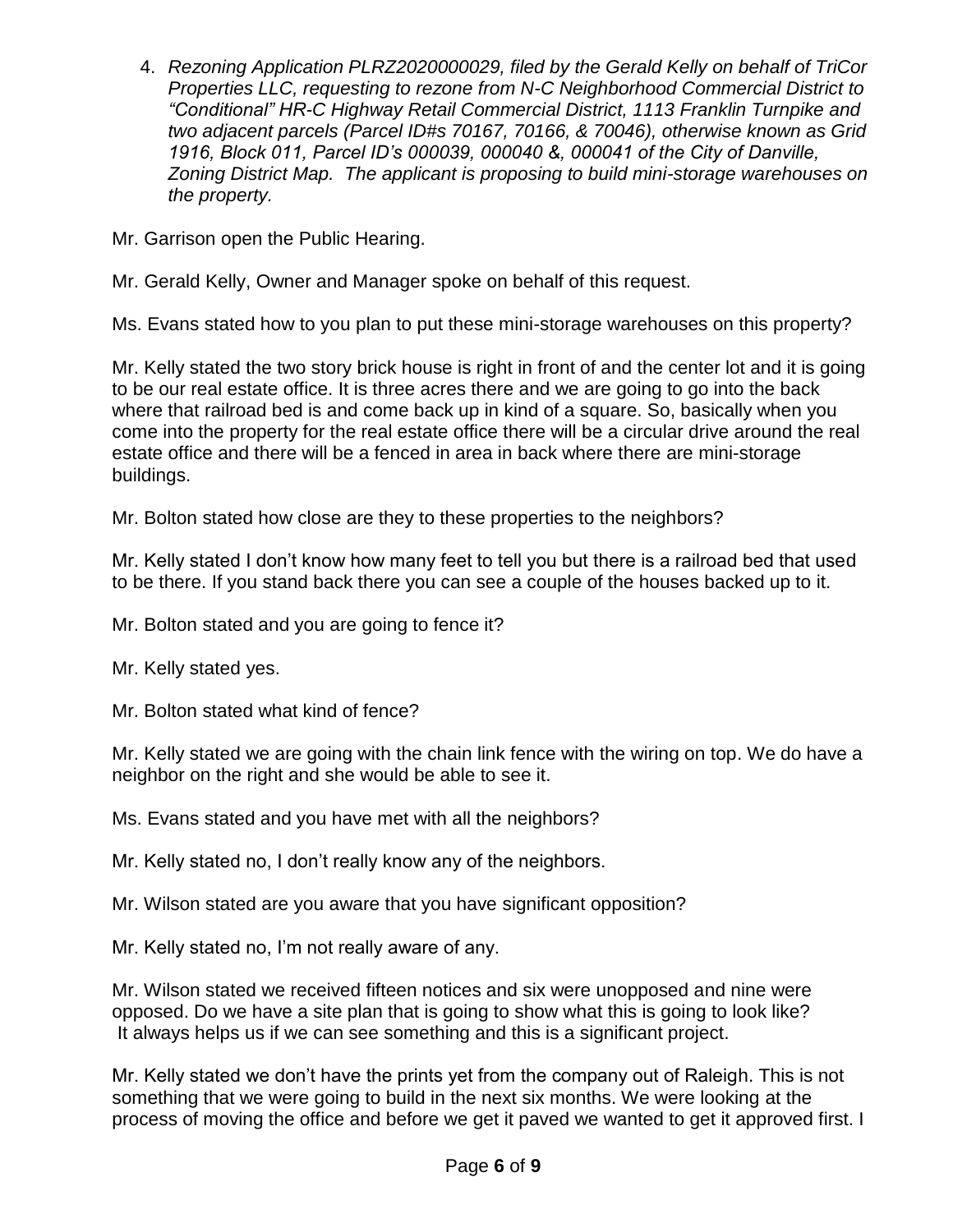4. *Rezoning Application PLRZ2020000029, filed by the Gerald Kelly on behalf of TriCor Properties LLC, requesting to rezone from N-C Neighborhood Commercial District to "Conditional" HR-C Highway Retail Commercial District, 1113 Franklin Turnpike and two adjacent parcels (Parcel ID#s 70167, 70166, & 70046), otherwise known as Grid 1916, Block 011, Parcel ID's 000039, 000040 &, 000041 of the City of Danville, Zoning District Map. The applicant is proposing to build mini-storage warehouses on the property.*

Mr. Garrison open the Public Hearing.

Mr. Gerald Kelly, Owner and Manager spoke on behalf of this request.

Ms. Evans stated how to you plan to put these mini-storage warehouses on this property?

Mr. Kelly stated the two story brick house is right in front of and the center lot and it is going to be our real estate office. It is three acres there and we are going to go into the back where that railroad bed is and come back up in kind of a square. So, basically when you come into the property for the real estate office there will be a circular drive around the real estate office and there will be a fenced in area in back where there are mini-storage buildings.

Mr. Bolton stated how close are they to these properties to the neighbors?

Mr. Kelly stated I don't know how many feet to tell you but there is a railroad bed that used to be there. If you stand back there you can see a couple of the houses backed up to it.

Mr. Bolton stated and you are going to fence it?

Mr. Kelly stated yes.

Mr. Bolton stated what kind of fence?

Mr. Kelly stated we are going with the chain link fence with the wiring on top. We do have a neighbor on the right and she would be able to see it.

Ms. Evans stated and you have met with all the neighbors?

Mr. Kelly stated no, I don't really know any of the neighbors.

Mr. Wilson stated are you aware that you have significant opposition?

Mr. Kelly stated no, I'm not really aware of any.

Mr. Wilson stated we received fifteen notices and six were unopposed and nine were opposed. Do we have a site plan that is going to show what this is going to look like? It always helps us if we can see something and this is a significant project.

Mr. Kelly stated we don't have the prints yet from the company out of Raleigh. This is not something that we were going to build in the next six months. We were looking at the process of moving the office and before we get it paved we wanted to get it approved first. I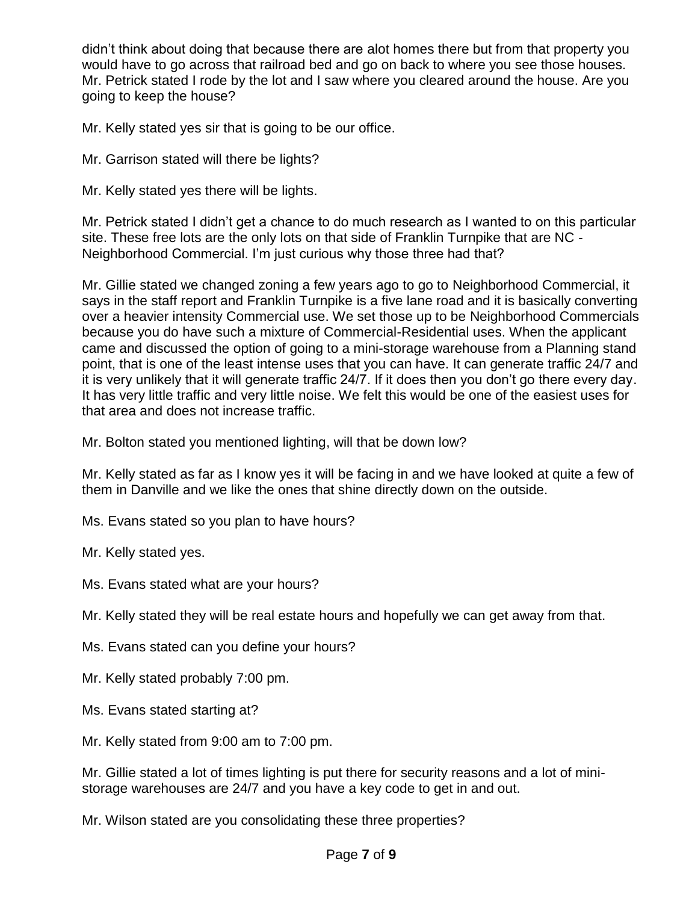didn't think about doing that because there are alot homes there but from that property you would have to go across that railroad bed and go on back to where you see those houses. Mr. Petrick stated I rode by the lot and I saw where you cleared around the house. Are you going to keep the house?

Mr. Kelly stated yes sir that is going to be our office.

Mr. Garrison stated will there be lights?

Mr. Kelly stated yes there will be lights.

Mr. Petrick stated I didn't get a chance to do much research as I wanted to on this particular site. These free lots are the only lots on that side of Franklin Turnpike that are NC - Neighborhood Commercial. I'm just curious why those three had that?

Mr. Gillie stated we changed zoning a few years ago to go to Neighborhood Commercial, it says in the staff report and Franklin Turnpike is a five lane road and it is basically converting over a heavier intensity Commercial use. We set those up to be Neighborhood Commercials because you do have such a mixture of Commercial-Residential uses. When the applicant came and discussed the option of going to a mini-storage warehouse from a Planning stand point, that is one of the least intense uses that you can have. It can generate traffic 24/7 and it is very unlikely that it will generate traffic 24/7. If it does then you don't go there every day. It has very little traffic and very little noise. We felt this would be one of the easiest uses for that area and does not increase traffic.

Mr. Bolton stated you mentioned lighting, will that be down low?

Mr. Kelly stated as far as I know yes it will be facing in and we have looked at quite a few of them in Danville and we like the ones that shine directly down on the outside.

Ms. Evans stated so you plan to have hours?

Mr. Kelly stated yes.

Ms. Evans stated what are your hours?

Mr. Kelly stated they will be real estate hours and hopefully we can get away from that.

Ms. Evans stated can you define your hours?

Mr. Kelly stated probably 7:00 pm.

Ms. Evans stated starting at?

Mr. Kelly stated from 9:00 am to 7:00 pm.

Mr. Gillie stated a lot of times lighting is put there for security reasons and a lot of mini-storage warehouses are 24/7 and you have a key code to get in and out.

Mr. Wilson stated are you consolidating these three properties?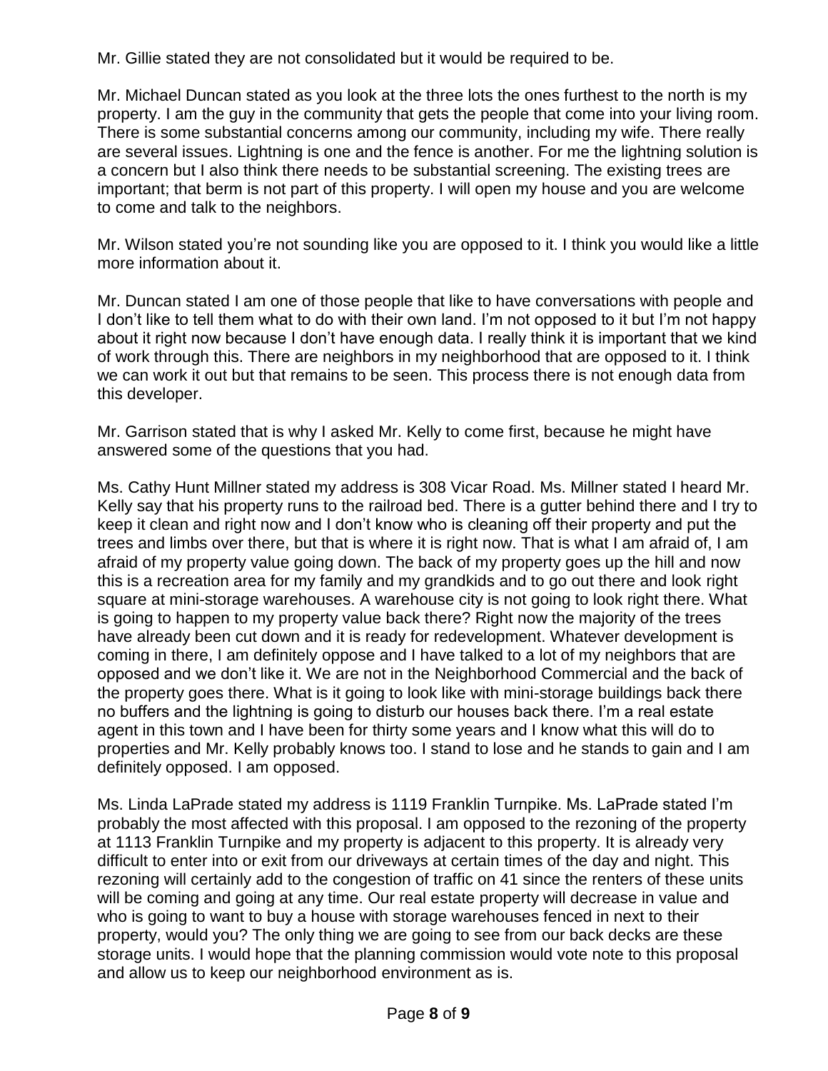Mr. Gillie stated they are not consolidated but it would be required to be.

Mr. Michael Duncan stated as you look at the three lots the ones furthest to the north is my property. I am the guy in the community that gets the people that come into your living room. There is some substantial concerns among our community, including my wife. There really are several issues. Lightning is one and the fence is another. For me the lightning solution is a concern but I also think there needs to be substantial screening. The existing trees are important; that berm is not part of this property. I will open my house and you are welcome to come and talk to the neighbors.

Mr. Wilson stated you're not sounding like you are opposed to it. I think you would like a little more information about it.

Mr. Duncan stated I am one of those people that like to have conversations with people and I don't like to tell them what to do with their own land. I'm not opposed to it but I'm not happy about it right now because I don't have enough data. I really think it is important that we kind of work through this. There are neighbors in my neighborhood that are opposed to it. I think we can work it out but that remains to be seen. This process there is not enough data from this developer.

Mr. Garrison stated that is why I asked Mr. Kelly to come first, because he might have answered some of the questions that you had.

Ms. Cathy Hunt Millner stated my address is 308 Vicar Road. Ms. Millner stated I heard Mr. Kelly say that his property runs to the railroad bed. There is a gutter behind there and I try to keep it clean and right now and I don't know who is cleaning off their property and put the trees and limbs over there, but that is where it is right now. That is what I am afraid of, I am afraid of my property value going down. The back of my property goes up the hill and now this is a recreation area for my family and my grandkids and to go out there and look right square at mini-storage warehouses. A warehouse city is not going to look right there. What is going to happen to my property value back there? Right now the majority of the trees have already been cut down and it is ready for redevelopment. Whatever development is coming in there, I am definitely oppose and I have talked to a lot of my neighbors that are opposed and we don't like it. We are not in the Neighborhood Commercial and the back of the property goes there. What is it going to look like with mini-storage buildings back there no buffers and the lightning is going to disturb our houses back there. I'm a real estate agent in this town and I have been for thirty some years and I know what this will do to properties and Mr. Kelly probably knows too. I stand to lose and he stands to gain and I am definitely opposed. I am opposed.

Ms. Linda LaPrade stated my address is 1119 Franklin Turnpike. Ms. LaPrade stated I'm probably the most affected with this proposal. I am opposed to the rezoning of the property at 1113 Franklin Turnpike and my property is adjacent to this property. It is already very difficult to enter into or exit from our driveways at certain times of the day and night. This rezoning will certainly add to the congestion of traffic on 41 since the renters of these units will be coming and going at any time. Our real estate property will decrease in value and who is going to want to buy a house with storage warehouses fenced in next to their property, would you? The only thing we are going to see from our back decks are these storage units. I would hope that the planning commission would vote note to this proposal and allow us to keep our neighborhood environment as is.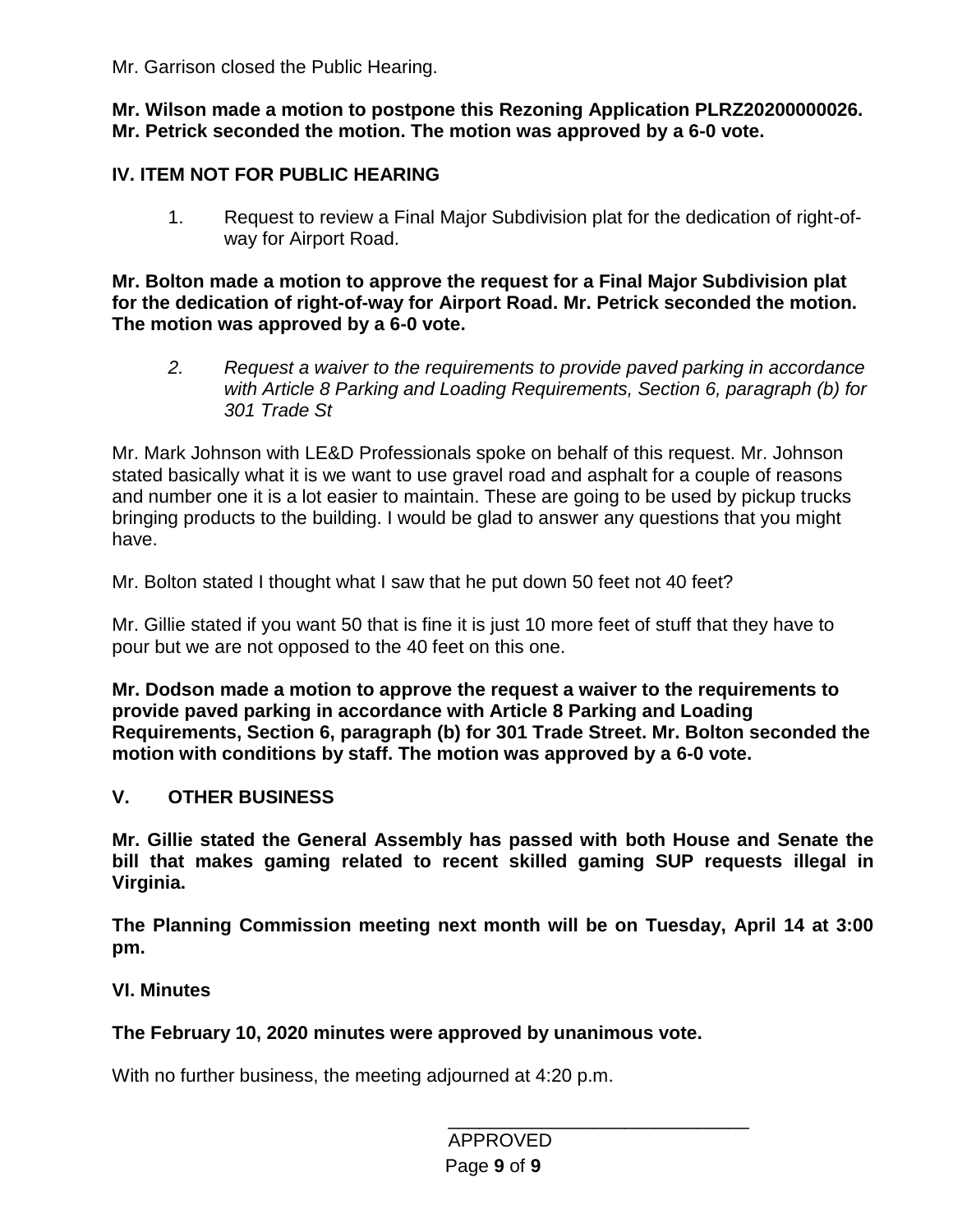Mr. Garrison closed the Public Hearing.

**Mr. Wilson made a motion to postpone this Rezoning Application PLRZ20200000026. Mr. Petrick seconded the motion. The motion was approved by a 6-0 vote.**

## IV. ITEM NOT FOR PUBLIC HEARING

1. Request to review a Final Major Subdivision plat for the dedication of right-of-way for Airport Road.

**Mr. Bolton made a motion to approve the request for a Final Major Subdivision plat for the dedication of right-of-way for Airport Road. Mr. Petrick seconded the motion. The motion was approved by a 6-0 vote.**

2. *Request a waiver to the requirements to provide paved parking in accordance with Article 8 Parking and Loading Requirements, Section 6, paragraph (b) for 301 Trade St*

Mr. Mark Johnson with LE&D Professionals spoke on behalf of this request. Mr. Johnson stated basically what it is we want to use gravel road and asphalt for a couple of reasons and number one it is a lot easier to maintain. These are going to be used by pickup trucks bringing products to the building. I would be glad to answer any questions that you might have.

Mr. Bolton stated I thought what I saw that he put down 50 feet not 40 feet?

Mr. Gillie stated if you want 50 that is fine it is just 10 more feet of stuff that they have to pour but we are not opposed to the 40 feet on this one.

**Mr. Dodson made a motion to approve the request a waiver to the requirements to provide paved parking in accordance with Article 8 Parking and Loading Requirements, Section 6, paragraph (b) for 301 Trade Street. Mr. Bolton seconded the motion with conditions by staff. The motion was approved by a 6-0 vote.**

## V. OTHER BUSINESS

**Mr. Gillie stated the General Assembly has passed with both House and Senate the bill that makes gaming related to recent skilled gaming SUP requests illegal in Virginia.**

**The Planning Commission meeting next month will be on Tuesday, April 14 at 3:00 pm.**

## VI. Minutes

**The February 10, 2020 minutes were approved by unanimous vote.**

With no further business, the meeting adjourned at 4:20 p.m.

\_\_\_\_\_\_\_\_\_\_\_\_\_\_\_\_\_\_\_\_\_\_\_\_\_\_\_\_\_\_

APPROVED